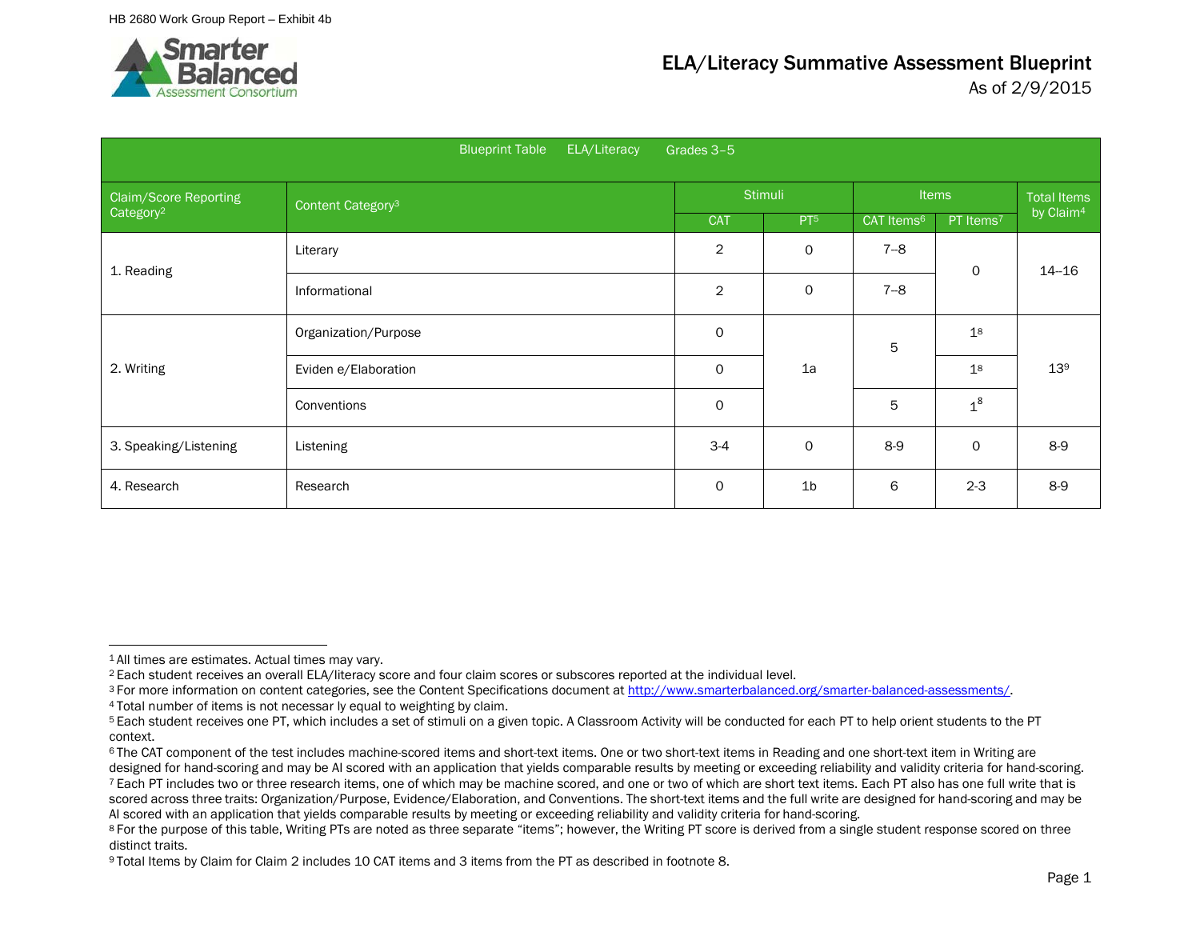# ELA/Literacy Summative Assessment Blueprint

As of 2/9/2015

| Blueprint Table ELA/Literacy Grades 3–5 | | | | | | |
|---|---|---|---|---|---|---|
| Claim/Score Reporting Category[2] | Content Category[3] | Stimuli | | Items | | Total Items by Claim[4] |
| | | CAT | PT[5] | CAT Items[6] | PT Items[7] | |
| 1. Reading | Literary | 2 | 0 | 7–8 | 0 | 14–16 |
| | Informational | 2 | 0 | 7–8 | | |
| 2. Writing | Organization/Purpose | 0 | 1a | 5 | 1[8] | 13[9] |
| | Eviden e/Elaboration | 0 | | | 1[8] | |
| | Conventions | 0 | | 5 | 1[8] | |
| 3. Speaking/Listening | Listening | 3-4 | 0 | 8-9 | 0 | 8-9 |
| 4. Research | Research | 0 | 1b | 6 | 2-3 | 8-9 |

---

[1] All times are estimates. Actual times may vary.

[2] Each student receives an overall ELA/literacy score and four claim scores or subscores reported at the individual level.

[3] For more information on content categories, see the Content Specifications document at http://www.smarterbalanced.org/smarter-balanced-assessments/.

[4] Total number of items is not necessar ly equal to weighting by claim.

[5] Each student receives one PT, which includes a set of stimuli on a given topic. A Classroom Activity will be conducted for each PT to help orient students to the PT context.

[6] The CAT component of the test includes machine-scored items and short-text items. One or two short-text items in Reading and one short-text item in Writing are designed for hand-scoring and may be AI scored with an application that yields comparable results by meeting or exceeding reliability and validity criteria for hand-scoring.

[7] Each PT includes two or three research items, one of which may be machine scored, and one or two of which are short text items. Each PT also has one full write that is scored across three traits: Organization/Purpose, Evidence/Elaboration, and Conventions. The short-text items and the full write are designed for hand-scoring and may be AI scored with an application that yields comparable results by meeting or exceeding reliability and validity criteria for hand-scoring.

[8] For the purpose of this table, Writing PTs are noted as three separate "items"; however, the Writing PT score is derived from a single student response scored on three distinct traits.

[9] Total Items by Claim for Claim 2 includes 10 CAT items and 3 items from the PT as described in footnote 8.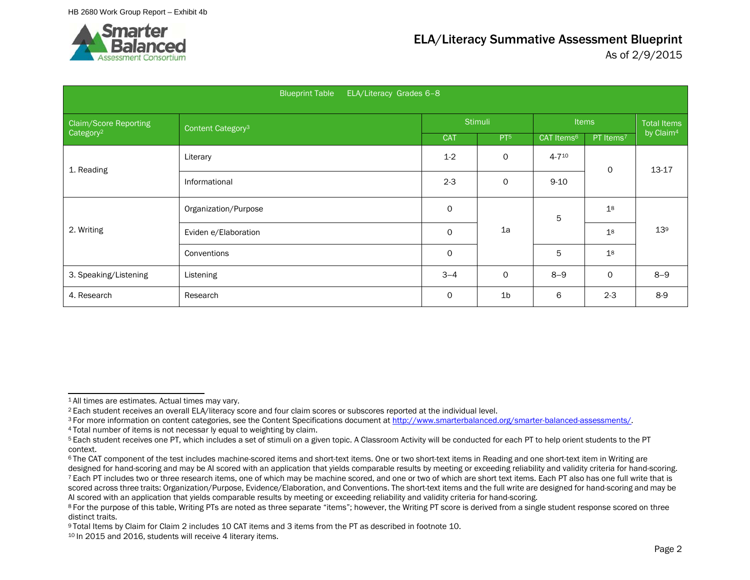HB 2680 Work Group Report – Exhibit 4b

# ELA/Literacy Summative Assessment Blueprint

As of 2/9/2015

| Blueprint Table ELA/Literacy Grades 6–8 | | | | | | |
|---|---|---|---|---|---|---|
| Claim/Score Reporting Category[2] | Content Category[3] | Stimuli | | Items | | Total Items by Claim[4] |
| | | CAT | PT[5] | CAT Items[6] | PT Items[7] | |
| 1. Reading | Literary | 1-2 | 0 | 4-7[10] | 0 | 13-17 |
| | Informational | 2-3 | 0 | 9-10 | | |
| 2. Writing | Organization/Purpose | 0 | 1a | 5 | 1[8] | 13[9] |
| | Eviden e/Elaboration | 0 | | | 1[8] | |
| | Conventions | 0 | | 5 | 1[8] | |
| 3. Speaking/Listening | Listening | 3–4 | 0 | 8–9 | 0 | 8–9 |
| 4. Research | Research | 0 | 1b | 6 | 2-3 | 8-9 |

[1] All times are estimates. Actual times may vary.

[2] Each student receives an overall ELA/literacy score and four claim scores or subscores reported at the individual level.

[3] For more information on content categories, see the Content Specifications document at http://www.smarterbalanced.org/smarter-balanced-assessments/.

[4] Total number of items is not necessar ly equal to weighting by claim.

[5] Each student receives one PT, which includes a set of stimuli on a given topic. A Classroom Activity will be conducted for each PT to help orient students to the PT context.

[6] The CAT component of the test includes machine-scored items and short-text items. One or two short-text items in Reading and one short-text item in Writing are designed for hand-scoring and may be AI scored with an application that yields comparable results by meeting or exceeding reliability and validity criteria for hand-scoring.

[7] Each PT includes two or three research items, one of which may be machine scored, and one or two of which are short text items. Each PT also has one full write that is scored across three traits: Organization/Purpose, Evidence/Elaboration, and Conventions. The short-text items and the full write are designed for hand-scoring and may be AI scored with an application that yields comparable results by meeting or exceeding reliability and validity criteria for hand-scoring.

[8] For the purpose of this table, Writing PTs are noted as three separate "items"; however, the Writing PT score is derived from a single student response scored on three distinct traits.

[9] Total Items by Claim for Claim 2 includes 10 CAT items and 3 items from the PT as described in footnote 10.

[10] In 2015 and 2016, students will receive 4 literary items.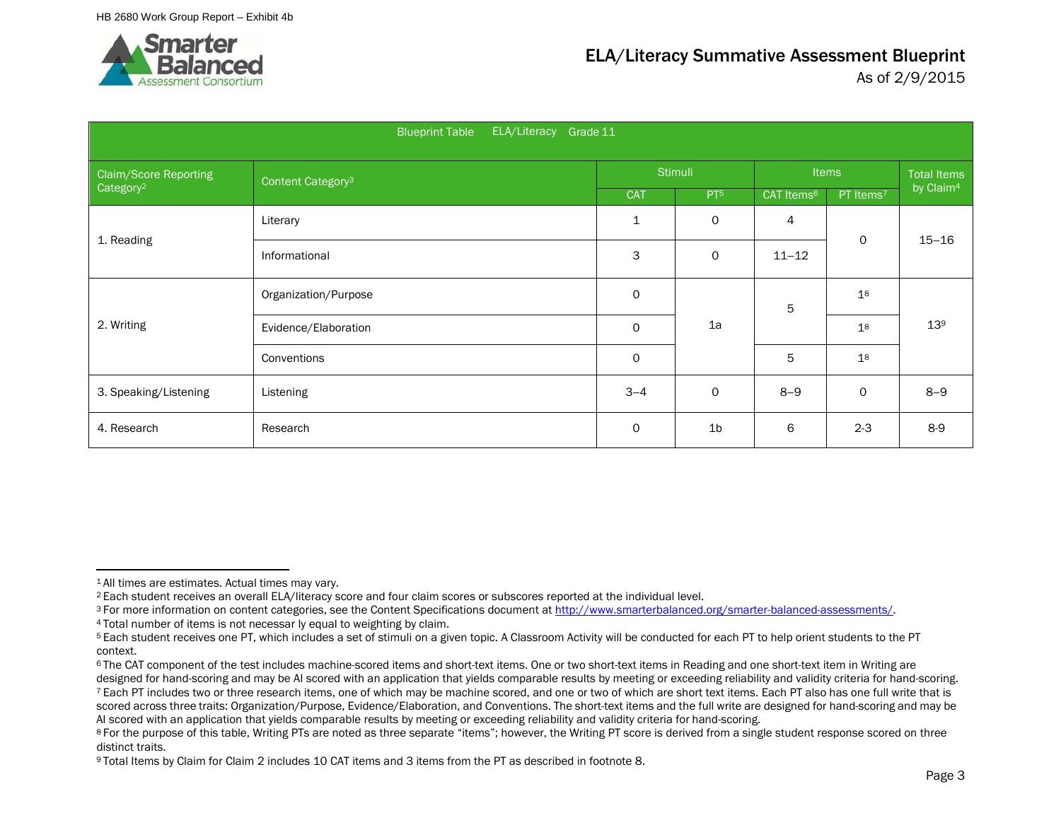# ELA/Literacy Summative Assessment Blueprint

As of 2/9/2015

| Blueprint Table ELA/Literacy Grade 11 | | | | | | |
|---|---|---|---|---|---|---|
| Claim/Score Reporting Category[2] | Content Category[3] | Stimuli | | Items | | Total Items by Claim[4] |
| | | CAT | PT[5] | CAT Items[6] | PT Items[7] | |
| 1. Reading | Literary | 1 | 0 | 4 | 0 | 15–16 |
| | Informational | 3 | 0 | 11–12 | | |
| 2. Writing | Organization/Purpose | 0 | 1a | 5 | 1[8] | 13[9] |
| | Evidence/Elaboration | 0 | | | 1[8] | |
| | Conventions | 0 | | 5 | 1[8] | |
| 3. Speaking/Listening | Listening | 3–4 | 0 | 8–9 | 0 | 8–9 |
| 4. Research | Research | 0 | 1b | 6 | 2-3 | 8-9 |

[1] All times are estimates. Actual times may vary.
[2] Each student receives an overall ELA/literacy score and four claim scores or subscores reported at the individual level.
[3] For more information on content categories, see the Content Specifications document at http://www.smarterbalanced.org/smarter-balanced-assessments/.
[4] Total number of items is not necessar ly equal to weighting by claim.
[5] Each student receives one PT, which includes a set of stimuli on a given topic. A Classroom Activity will be conducted for each PT to help orient students to the PT context.
[6] The CAT component of the test includes machine-scored items and short-text items. One or two short-text items in Reading and one short-text item in Writing are designed for hand-scoring and may be AI scored with an application that yields comparable results by meeting or exceeding reliability and validity criteria for hand-scoring.
[7] Each PT includes two or three research items, one of which may be machine scored, and one or two of which are short text items. Each PT also has one full write that is scored across three traits: Organization/Purpose, Evidence/Elaboration, and Conventions. The short-text items and the full write are designed for hand-scoring and may be AI scored with an application that yields comparable results by meeting or exceeding reliability and validity criteria for hand-scoring.
[8] For the purpose of this table, Writing PTs are noted as three separate "items"; however, the Writing PT score is derived from a single student response scored on three distinct traits.
[9] Total Items by Claim for Claim 2 includes 10 CAT items and 3 items from the PT as described in footnote 8.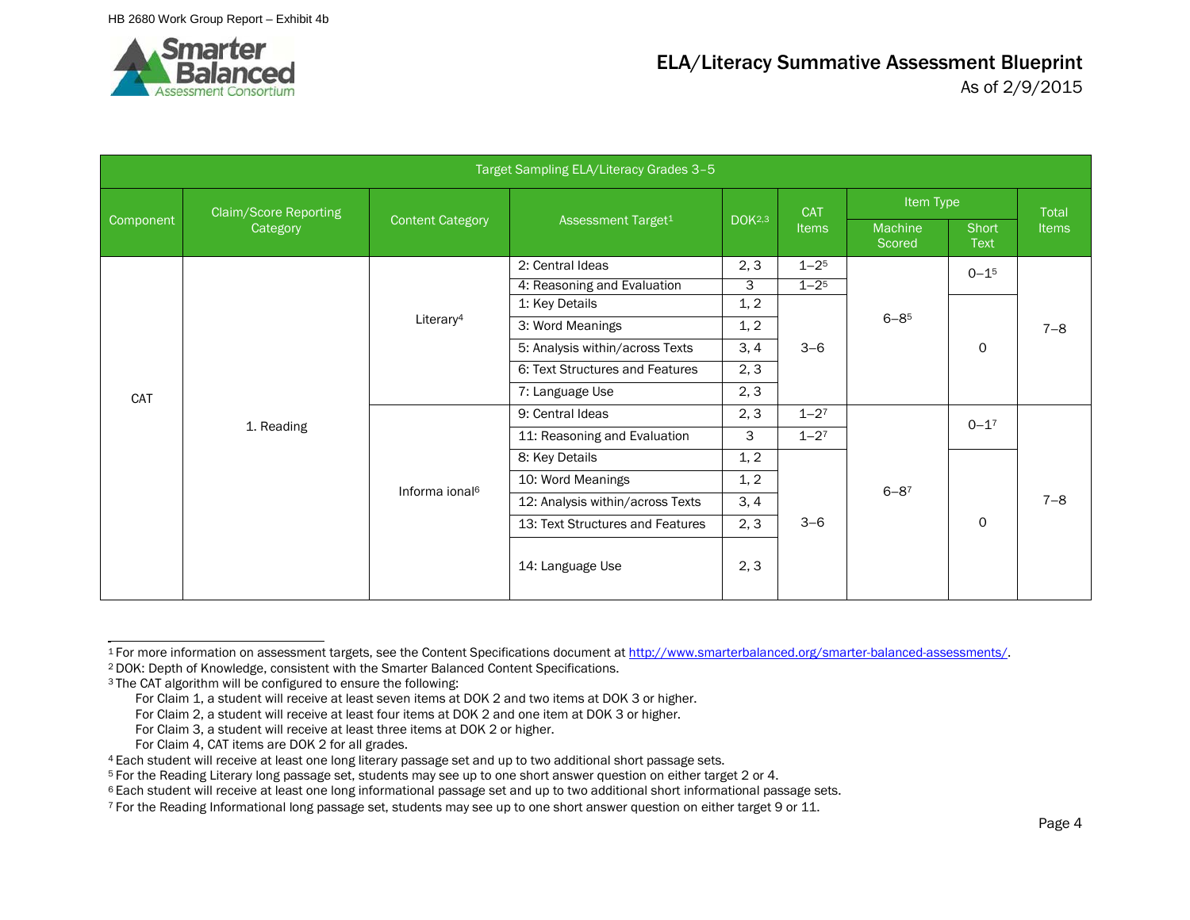# ELA/Literacy Summative Assessment Blueprint

As of 2/9/2015

| Target Sampling ELA/Literacy Grades 3–5 | | | | | | | | |
|---|---|---|---|---|---|---|---|---|
| Component | Claim/Score Reporting Category | Content Category | Assessment Target[1] | DOK[2,3] | CAT Items | Item Type | | Total Items |
| | | | | | | Machine Scored | Short Text | |
| CAT | 1. Reading | Literary[4] | 2: Central Ideas | 2, 3 | 1–2[5] | 6–8[5] | 0–1[5] | 7–8 |
| | | | 4: Reasoning and Evaluation | 3 | 1–2[5] | | | |
| | | | 1: Key Details | 1, 2 | 3–6 | | 0 | |
| | | | 3: Word Meanings | 1, 2 | | | | |
| | | | 5: Analysis within/across Texts | 3, 4 | | | | |
| | | | 6: Text Structures and Features | 2, 3 | | | | |
| | | | 7: Language Use | 2, 3 | | | | |
| | | Informa ional[6] | 9: Central Ideas | 2, 3 | 1–2[7] | 6–8[7] | 0–1[7] | 7–8 |
| | | | 11: Reasoning and Evaluation | 3 | 1–2[7] | | | |
| | | | 8: Key Details | 1, 2 | 3–6 | | 0 | |
| | | | 10: Word Meanings | 1, 2 | | | | |
| | | | 12: Analysis within/across Texts | 3, 4 | | | | |
| | | | 13: Text Structures and Features | 2, 3 | | | | |
| | | | 14: Language Use | 2, 3 | | | | |

---

[1] For more information on assessment targets, see the Content Specifications document at http://www.smarterbalanced.org/smarter-balanced-assessments/.

[2] DOK: Depth of Knowledge, consistent with the Smarter Balanced Content Specifications.

[3] The CAT algorithm will be configured to ensure the following:

For Claim 1, a student will receive at least seven items at DOK 2 and two items at DOK 3 or higher.

For Claim 2, a student will receive at least four items at DOK 2 and one item at DOK 3 or higher.

For Claim 3, a student will receive at least three items at DOK 2 or higher.

For Claim 4, CAT items are DOK 2 for all grades.

[4] Each student will receive at least one long literary passage set and up to two additional short passage sets.

[5] For the Reading Literary long passage set, students may see up to one short answer question on either target 2 or 4.

[6] Each student will receive at least one long informational passage set and up to two additional short informational passage sets.

[7] For the Reading Informational long passage set, students may see up to one short answer question on either target 9 or 11.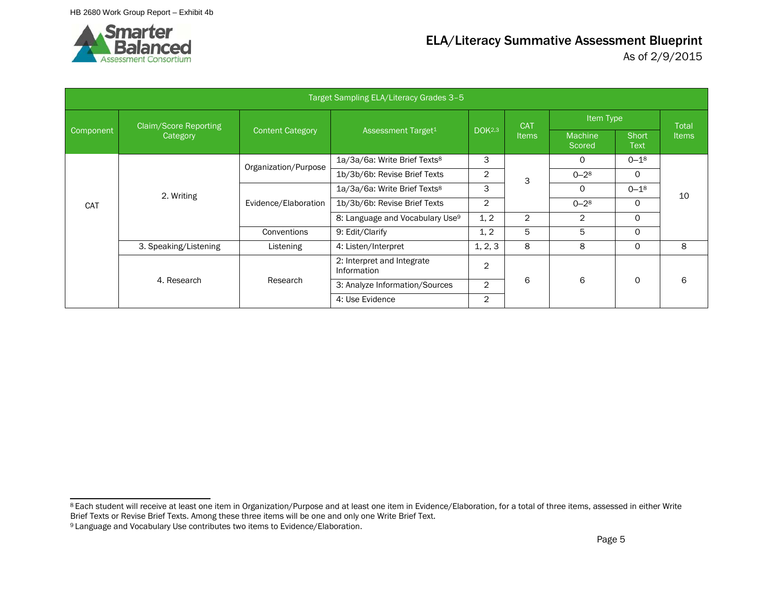# ELA/Literacy Summative Assessment Blueprint

As of 2/9/2015

| Target Sampling ELA/Literacy Grades 3–5 | | | | | | | | |
|---|---|---|---|---|---|---|---|---|
| Component | Claim/Score Reporting Category | Content Category | Assessment Target[1] | DOK[2,3] | CAT Items | Item Type | | Total Items |
| | | | | | | Machine Scored | Short Text | |
| CAT | 2. Writing | Organization/Purpose | 1a/3a/6a: Write Brief Texts[8] | 3 | 3 | 0 | 0–1[8] | 10 |
| | | | 1b/3b/6b: Revise Brief Texts | 2 | | 0–2[8] | 0 | |
| | | Evidence/Elaboration | 1a/3a/6a: Write Brief Texts[8] | 3 | | 0 | 0–1[8] | |
| | | | 1b/3b/6b: Revise Brief Texts | 2 | | 0–2[8] | 0 | |
| | | | 8: Language and Vocabulary Use[9] | 1, 2 | 2 | 2 | 0 | |
| | | Conventions | 9: Edit/Clarify | 1, 2 | 5 | 5 | 0 | |
| | 3. Speaking/Listening | Listening | 4: Listen/Interpret | 1, 2, 3 | 8 | 8 | 0 | 8 |
| | 4. Research | Research | 2: Interpret and Integrate Information | 2 | 6 | 6 | 0 | 6 |
| | | | 3: Analyze Information/Sources | 2 | | | | |
| | | | 4: Use Evidence | 2 | | | | |

[8] Each student will receive at least one item in Organization/Purpose and at least one item in Evidence/Elaboration, for a total of three items, assessed in either Write Brief Texts or Revise Brief Texts. Among these three items will be one and only one Write Brief Text.

[9] Language and Vocabulary Use contributes two items to Evidence/Elaboration.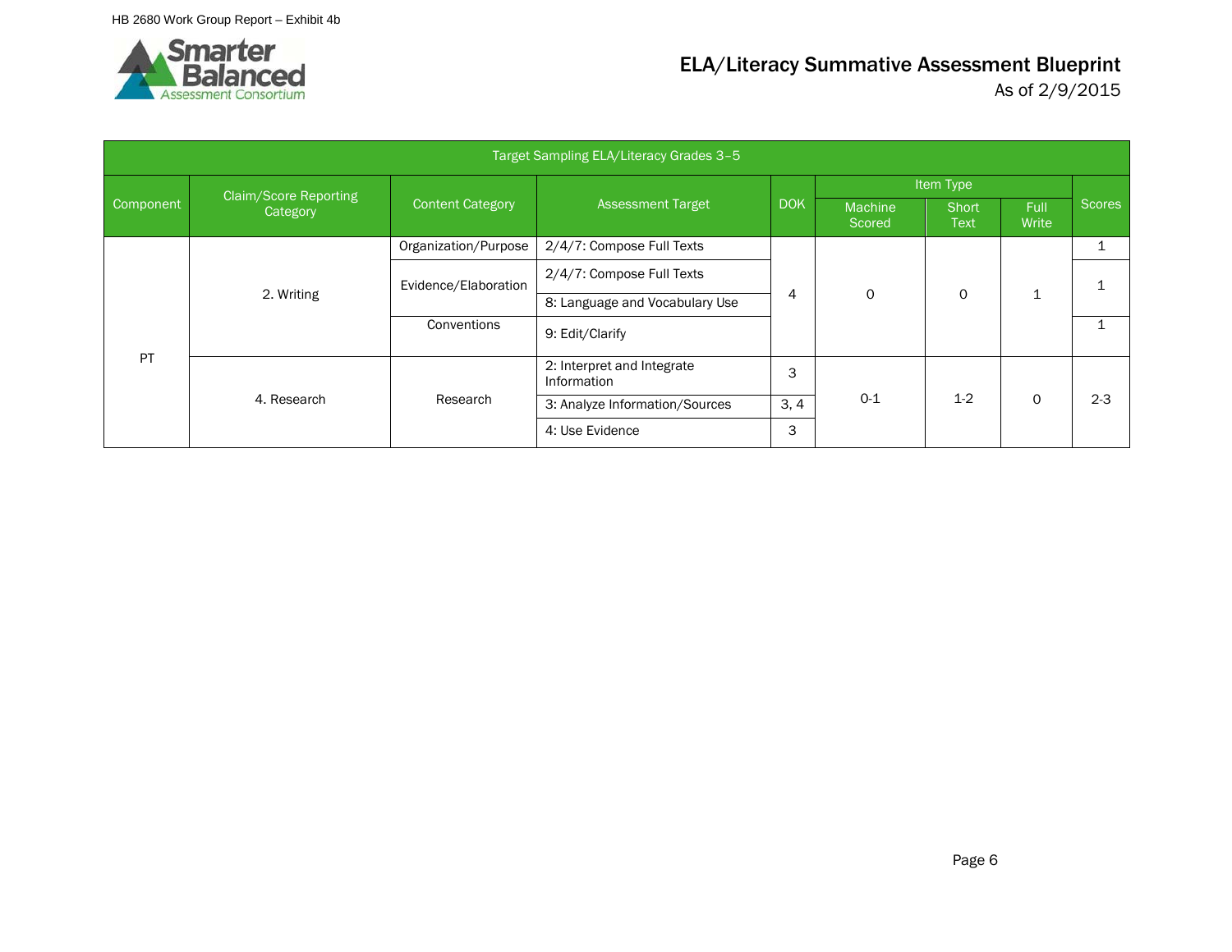# ELA/Literacy Summative Assessment Blueprint

As of 2/9/2015

| Target Sampling ELA/Literacy Grades 3–5 | | | | | | | | |
|---|---|---|---|---|---|---|---|---|
| Component | Claim/Score Reporting Category | Content Category | Assessment Target | DOK | Item Type | | | Scores |
| | | | | | Machine Scored | Short Text | Full Write | |
| PT | 2. Writing | Organization/Purpose | 2/4/7: Compose Full Texts | 4 | 0 | 0 | 1 | 1 |
| | | Evidence/Elaboration | 2/4/7: Compose Full Texts | | | | | 1 |
| | | | 8: Language and Vocabulary Use | | | | | |
| | | Conventions | 9: Edit/Clarify | | | | | 1 |
| | 4. Research | Research | 2: Interpret and Integrate Information | 3 | 0-1 | 1-2 | 0 | 2-3 |
| | | | 3: Analyze Information/Sources | 3, 4 | | | | |
| | | | 4: Use Evidence | 3 | | | | |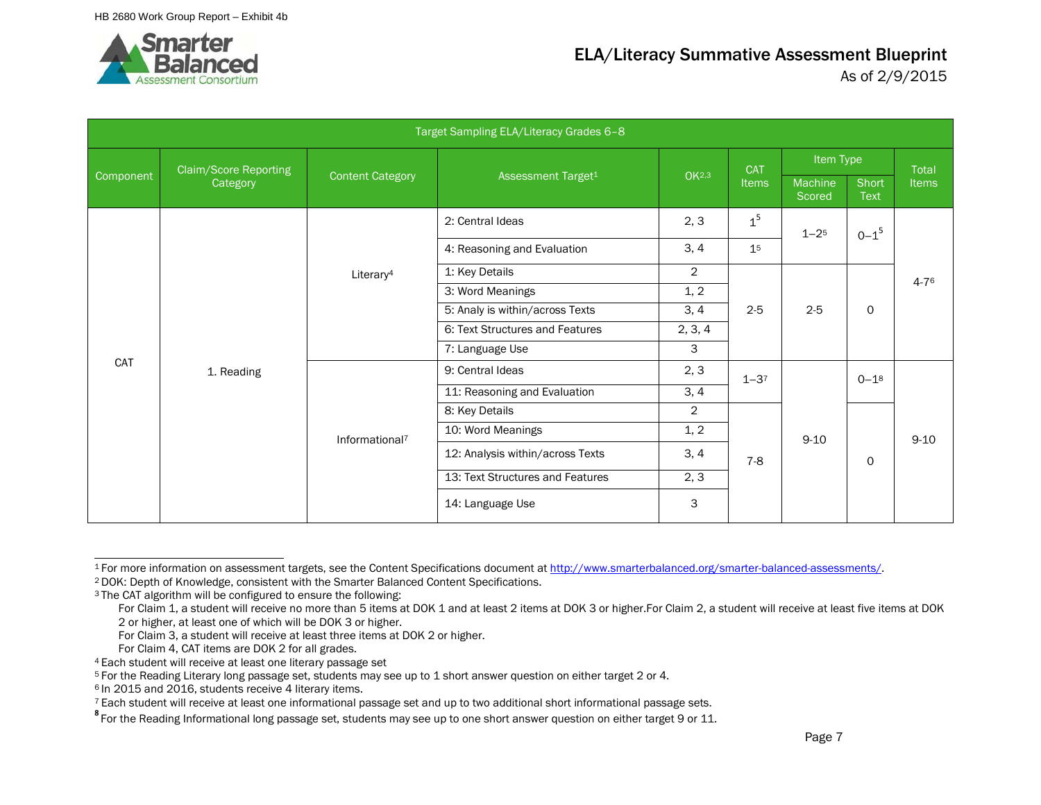HB 2680 Work Group Report – Exhibit 4b

# ELA/Literacy Summative Assessment Blueprint

As of 2/9/2015

| Target Sampling ELA/Literacy Grades 6–8 | | | | | | | | |
|---|---|---|---|---|---|---|---|---|
| Component | Claim/Score Reporting Category | Content Category | Assessment Target[1] | OK[2,3] | CAT Items | Item Type | | Total Items |
| | | | | | | Machine Scored | Short Text | |
| CAT | 1. Reading | Literary[4] | 2: Central Ideas | 2, 3 | 1[5] | 1–2[5] | 0–1[5] | 4-7[6] |
| | | | 4: Reasoning and Evaluation | 3, 4 | 1[5] | | | |
| | | | 1: Key Details | 2 | 2-5 | 2-5 | 0 | |
| | | | 3: Word Meanings | 1, 2 | | | | |
| | | | 5: Analy is within/across Texts | 3, 4 | | | | |
| | | | 6: Text Structures and Features | 2, 3, 4 | | | | |
| | | | 7: Language Use | 3 | | | | |
| | | Informational[7] | 9: Central Ideas | 2, 3 | 1–3[7] | 9-10 | 0–1[8] | 9-10 |
| | | | 11: Reasoning and Evaluation | 3, 4 | | | | |
| | | | 8: Key Details | 2 | 7-8 | | 0 | |
| | | | 10: Word Meanings | 1, 2 | | | | |
| | | | 12: Analysis within/across Texts | 3, 4 | | | | |
| | | | 13: Text Structures and Features | 2, 3 | | | | |
| | | | 14: Language Use | 3 | | | | |

---

[1] For more information on assessment targets, see the Content Specifications document at http://www.smarterbalanced.org/smarter-balanced-assessments/.

[2] DOK: Depth of Knowledge, consistent with the Smarter Balanced Content Specifications.

[3] The CAT algorithm will be configured to ensure the following:

For Claim 1, a student will receive no more than 5 items at DOK 1 and at least 2 items at DOK 3 or higher.For Claim 2, a student will receive at least five items at DOK 2 or higher, at least one of which will be DOK 3 or higher.

For Claim 3, a student will receive at least three items at DOK 2 or higher.

For Claim 4, CAT items are DOK 2 for all grades.

[4] Each student will receive at least one literary passage set

[5] For the Reading Literary long passage set, students may see up to 1 short answer question on either target 2 or 4.

[6] In 2015 and 2016, students receive 4 literary items.

[7] Each student will receive at least one informational passage set and up to two additional short informational passage sets.

[8] For the Reading Informational long passage set, students may see up to one short answer question on either target 9 or 11.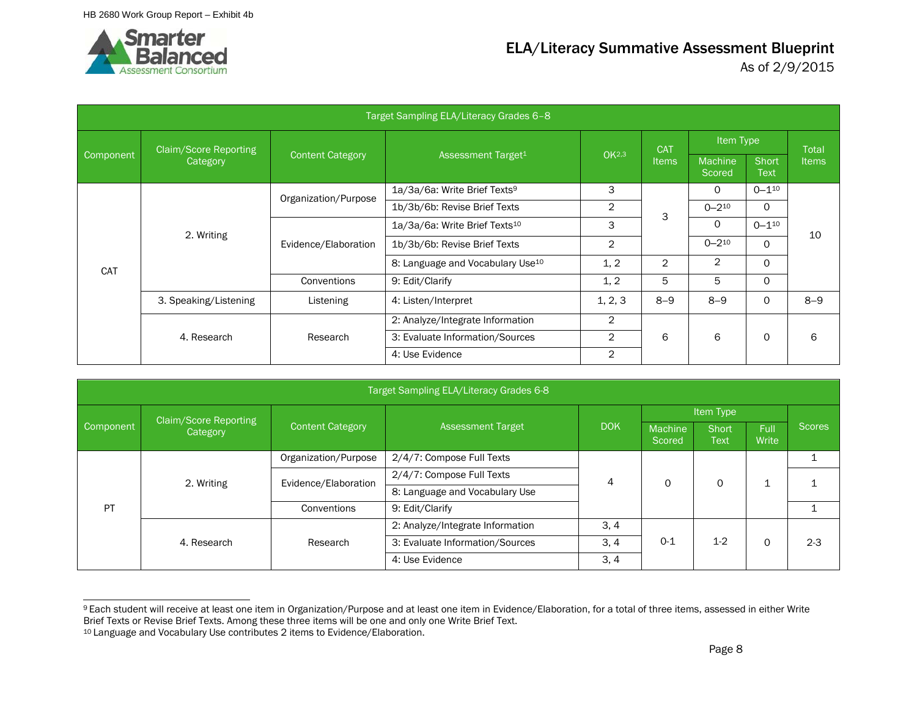# ELA/Literacy Summative Assessment Blueprint

As of 2/9/2015

| Target Sampling ELA/Literacy Grades 6–8 | | | | | | | | |
|---|---|---|---|---|---|---|---|---|
| Component | Claim/Score Reporting Category | Content Category | Assessment Target[1] | DOK[2,3] | CAT Items | Item Type | | Total Items |
| | | | | | | Machine Scored | Short Text | |
| CAT | 2. Writing | Organization/Purpose | 1a/3a/6a: Write Brief Texts[9] | 3 | 3 | 0 | 0–1[10] | 10 |
| | | | 1b/3b/6b: Revise Brief Texts | 2 | | 0–2[10] | 0 | |
| | | Evidence/Elaboration | 1a/3a/6a: Write Brief Texts[10] | 3 | | 0 | 0–1[10] | |
| | | | 1b/3b/6b: Revise Brief Texts | 2 | | 0–2[10] | 0 | |
| | | | 8: Language and Vocabulary Use[10] | 1, 2 | 2 | 2 | 0 | |
| | | Conventions | 9: Edit/Clarify | 1, 2 | 5 | 5 | 0 | |
| | 3. Speaking/Listening | Listening | 4: Listen/Interpret | 1, 2, 3 | 8–9 | 8–9 | 0 | 8–9 |
| | 4. Research | Research | 2: Analyze/Integrate Information | 2 | 6 | 6 | 0 | 6 |
| | | | 3: Evaluate Information/Sources | 2 | | | | |
| | | | 4: Use Evidence | 2 | | | | |

| Target Sampling ELA/Literacy Grades 6-8 | | | | | | | | |
|---|---|---|---|---|---|---|---|---|
| Component | Claim/Score Reporting Category | Content Category | Assessment Target | DOK | Item Type | | | Scores |
| | | | | | Machine Scored | Short Text | Full Write | |
| PT | 2. Writing | Organization/Purpose | 2/4/7: Compose Full Texts | 4 | 0 | 0 | 1 | 1 |
| | | Evidence/Elaboration | 2/4/7: Compose Full Texts | | | | | 1 |
| | | | 8: Language and Vocabulary Use | | | | | |
| | | Conventions | 9: Edit/Clarify | | | | | 1 |
| | 4. Research | Research | 2: Analyze/Integrate Information | 3, 4 | 0-1 | 1-2 | 0 | 2-3 |
| | | | 3: Evaluate Information/Sources | 3, 4 | | | | |
| | | | 4: Use Evidence | 3, 4 | | | | |

[9] Each student will receive at least one item in Organization/Purpose and at least one item in Evidence/Elaboration, for a total of three items, assessed in either Write Brief Texts or Revise Brief Texts. Among these three items will be one and only one Write Brief Text.

[10] Language and Vocabulary Use contributes 2 items to Evidence/Elaboration.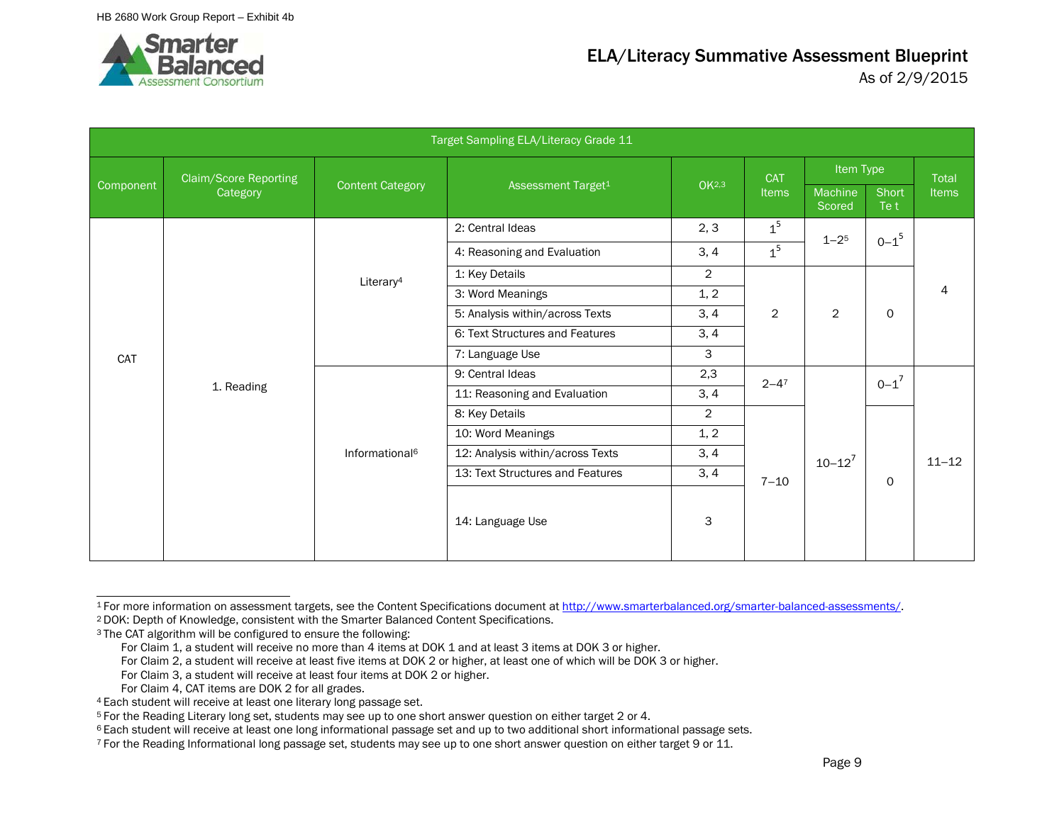# ELA/Literacy Summative Assessment Blueprint

As of 2/9/2015

| Target Sampling ELA/Literacy Grade 11 | | | | | | | | |
|---|---|---|---|---|---|---|---|---|
| Component | Claim/Score Reporting Category | Content Category | Assessment Target[1] | OK[2,3] | CAT Items | Item Type | | Total Items |
| | | | | | | Machine Scored | Short Te t | |
| CAT | 1. Reading | Literary[4] | 2: Central Ideas | 2, 3 | 1[5] | 1–2[5] | 0–1[5] | 4 |
| | | | 4: Reasoning and Evaluation | 3, 4 | 1[5] | | | |
| | | | 1: Key Details | 2 | 2 | 2 | 0 | |
| | | | 3: Word Meanings | 1, 2 | | | | |
| | | | 5: Analysis within/across Texts | 3, 4 | | | | |
| | | | 6: Text Structures and Features | 3, 4 | | | | |
| | | | 7: Language Use | 3 | | | | |
| | | Informational[6] | 9: Central Ideas | 2,3 | 2–4[7] | 10–12[7] | 0–1[7] | 11–12 |
| | | | 11: Reasoning and Evaluation | 3, 4 | | | | |
| | | | 8: Key Details | 2 | 7–10 | | 0 | |
| | | | 10: Word Meanings | 1, 2 | | | | |
| | | | 12: Analysis within/across Texts | 3, 4 | | | | |
| | | | 13: Text Structures and Features | 3, 4 | | | | |
| | | | 14: Language Use | 3 | | | | |

[1] For more information on assessment targets, see the Content Specifications document at http://www.smarterbalanced.org/smarter-balanced-assessments/.

[2] DOK: Depth of Knowledge, consistent with the Smarter Balanced Content Specifications.

[3] The CAT algorithm will be configured to ensure the following:

For Claim 1, a student will receive no more than 4 items at DOK 1 and at least 3 items at DOK 3 or higher.
For Claim 2, a student will receive at least five items at DOK 2 or higher, at least one of which will be DOK 3 or higher.
For Claim 3, a student will receive at least four items at DOK 2 or higher.
For Claim 4, CAT items are DOK 2 for all grades.

[4] Each student will receive at least one literary long passage set.

[5] For the Reading Literary long set, students may see up to one short answer question on either target 2 or 4.

[6] Each student will receive at least one long informational passage set and up to two additional short informational passage sets.

[7] For the Reading Informational long passage set, students may see up to one short answer question on either target 9 or 11.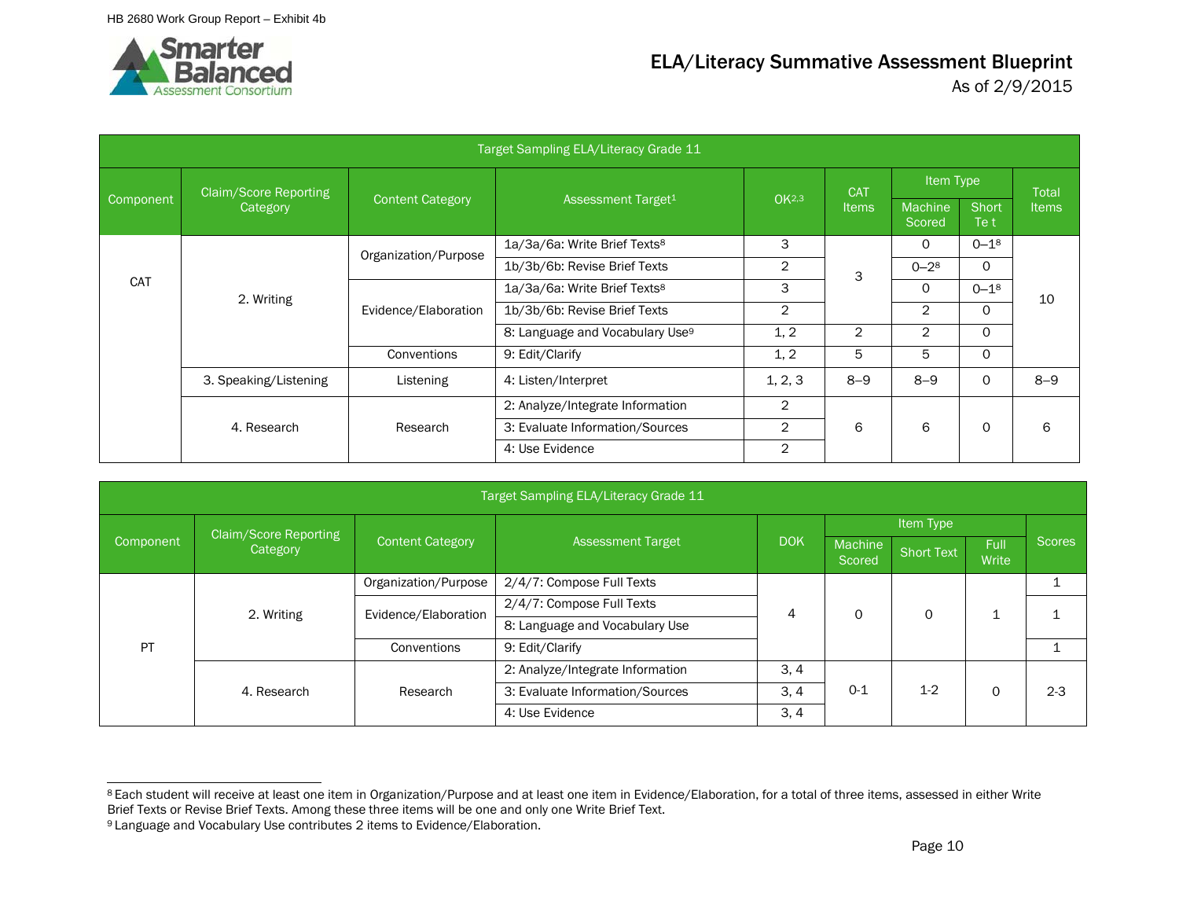# ELA/Literacy Summative Assessment Blueprint

As of 2/9/2015

| Target Sampling ELA/Literacy Grade 11 | | | | | | | | |
|---|---|---|---|---|---|---|---|---|
| Component | Claim/Score Reporting Category | Content Category | Assessment Target[1] | OK[2,3] | CAT Items | Item Type | | Total Items |
| | | | | | | Machine Scored | Short Te t | |
| CAT | 2. Writing | Organization/Purpose | 1a/3a/6a: Write Brief Texts[8] | 3 | 3 | 0 | 0–1[8] | 10 |
| | | | 1b/3b/6b: Revise Brief Texts | 2 | | 0–2[8] | 0 | |
| | | Evidence/Elaboration | 1a/3a/6a: Write Brief Texts[8] | 3 | | 0 | 0–1[8] | |
| | | | 1b/3b/6b: Revise Brief Texts | 2 | | 2 | 0 | |
| | | | 8: Language and Vocabulary Use[9] | 1, 2 | 2 | 2 | 0 | |
| | | Conventions | 9: Edit/Clarify | 1, 2 | 5 | 5 | 0 | |
| | 3. Speaking/Listening | Listening | 4: Listen/Interpret | 1, 2, 3 | 8–9 | 8–9 | 0 | 8–9 |
| | 4. Research | Research | 2: Analyze/Integrate Information | 2 | 6 | 6 | 0 | 6 |
| | | | 3: Evaluate Information/Sources | 2 | | | | |
| | | | 4: Use Evidence | 2 | | | | |

| Target Sampling ELA/Literacy Grade 11 | | | | | | | | |
|---|---|---|---|---|---|---|---|---|
| Component | Claim/Score Reporting Category | Content Category | Assessment Target | DOK | Item Type | | | Scores |
| | | | | | Machine Scored | Short Text | Full Write | |
| PT | 2. Writing | Organization/Purpose | 2/4/7: Compose Full Texts | 4 | 0 | 0 | 1 | 1 |
| | | Evidence/Elaboration | 2/4/7: Compose Full Texts | | | | | 1 |
| | | | 8: Language and Vocabulary Use | | | | | |
| | | Conventions | 9: Edit/Clarify | | | | | 1 |
| | 4. Research | Research | 2: Analyze/Integrate Information | 3, 4 | 0-1 | 1-2 | 0 | 2-3 |
| | | | 3: Evaluate Information/Sources | 3, 4 | | | | |
| | | | 4: Use Evidence | 3, 4 | | | | |

[8] Each student will receive at least one item in Organization/Purpose and at least one item in Evidence/Elaboration, for a total of three items, assessed in either Write Brief Texts or Revise Brief Texts. Among these three items will be one and only one Write Brief Text.

[9] Language and Vocabulary Use contributes 2 items to Evidence/Elaboration.